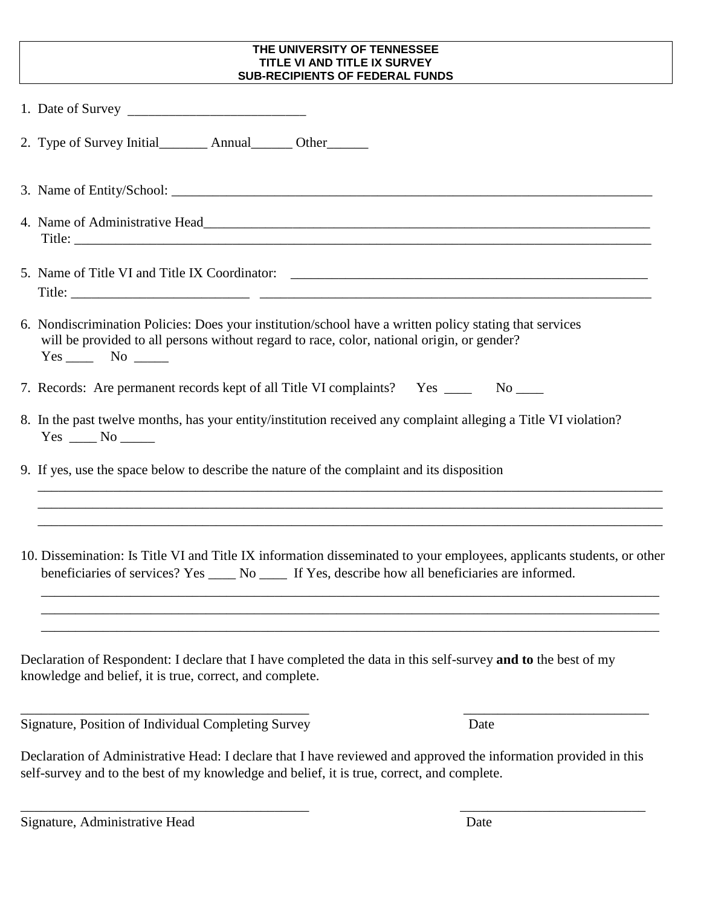**THE UNIVERSITY OF TENNESSEE**
**TITLE VI AND TITLE IX SURVEY**
**SUB-RECIPIENTS OF FEDERAL FUNDS**

1. Date of Survey _________________________

2. Type of Survey Initial_______ Annual______ Other______

3. Name of Entity/School: ___________________________________________________________________

4. Name of Administrative Head_______________________________________________________________
   Title: ______________________________________________________________________________________

5. Name of Title VI and Title IX Coordinator: ______________________________________________________
   Title: __________________________ _______________________________________________________________

6. Nondiscrimination Policies: Does your institution/school have a written policy stating that services will be provided to all persons without regard to race, color, national origin, or gender?
   Yes ____ No _____

7. Records: Are permanent records kept of all Title VI complaints? Yes ____ No ____

8. In the past twelve months, has your entity/institution received any complaint alleging a Title VI violation?
   Yes ____ No _____

9. If yes, use the space below to describe the nature of the complaint and its disposition
   ________________________________________________________________________________________________
   ________________________________________________________________________________________________
   ________________________________________________________________________________________________

10. Dissemination: Is Title VI and Title IX information disseminated to your employees, applicants students, or other beneficiaries of services? Yes ____ No ____ If Yes, describe how all beneficiaries are informed.
    ________________________________________________________________________________________________
    ________________________________________________________________________________________________
    ________________________________________________________________________________________________

Declaration of Respondent: I declare that I have completed the data in this self-survey **and to** the best of my knowledge and belief, it is true, correct, and complete.

__________________________________________ ___________________________
Signature, Position of Individual Completing Survey Date

Declaration of Administrative Head: I declare that I have reviewed and approved the information provided in this self-survey and to the best of my knowledge and belief, it is true, correct, and complete.

__________________________________________ ___________________________
Signature, Administrative Head Date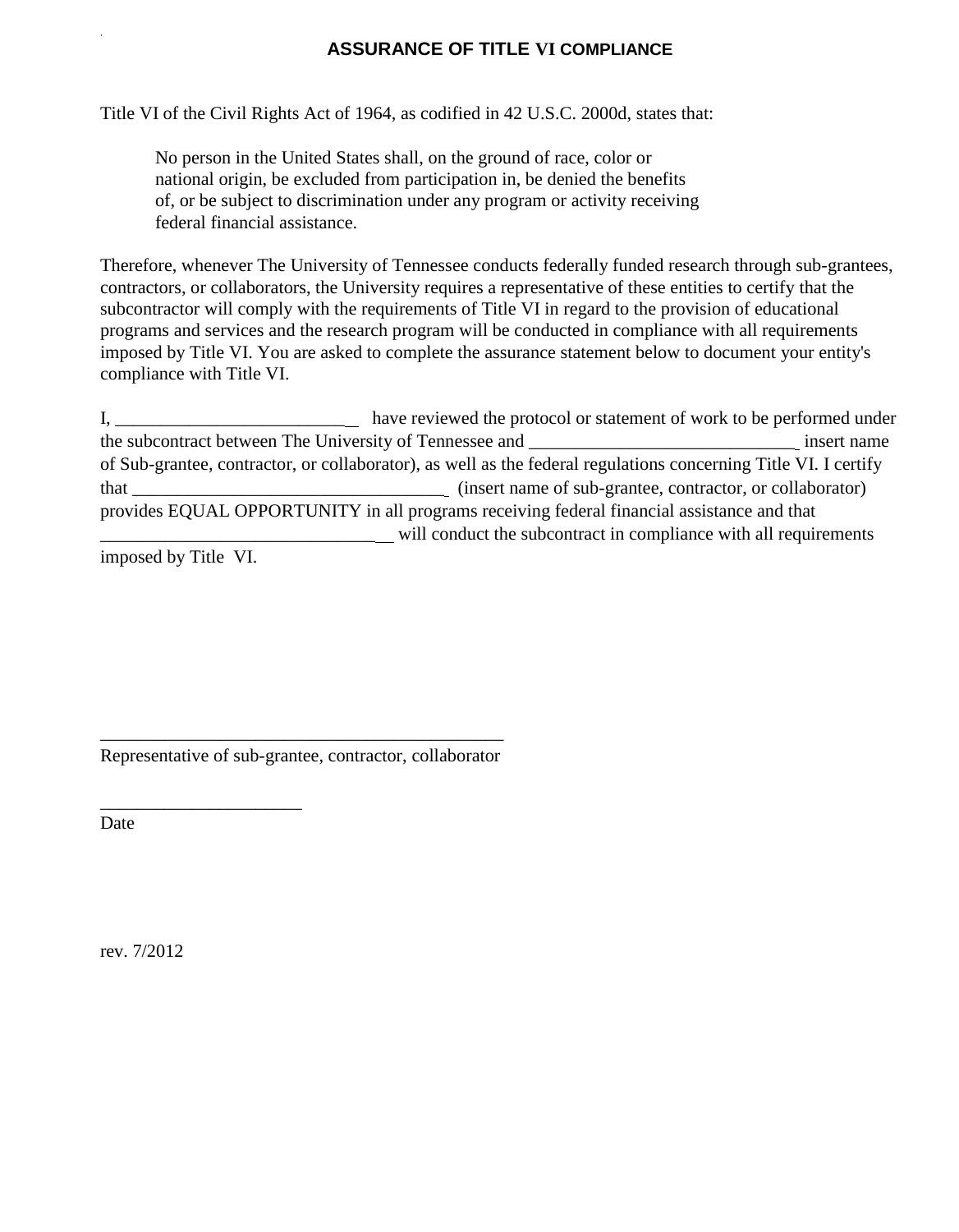## ASSURANCE OF TITLE VI COMPLIANCE

Title VI of the Civil Rights Act of 1964, as codified in 42 U.S.C. 2000d, states that:

> No person in the United States shall, on the ground of race, color or national origin, be excluded from participation in, be denied the benefits of, or be subject to discrimination under any program or activity receiving federal financial assistance.

Therefore, whenever The University of Tennessee conducts federally funded research through sub-grantees, contractors, or collaborators, the University requires a representative of these entities to certify that the subcontractor will comply with the requirements of Title VI in regard to the provision of educational programs and services and the research program will be conducted in compliance with all requirements imposed by Title VI. You are asked to complete the assurance statement below to document your entity's compliance with Title VI.

I, ___________________________ have reviewed the protocol or statement of work to be performed under the subcontract between The University of Tennessee and ______________________________ insert name of Sub-grantee, contractor, or collaborator), as well as the federal regulations concerning Title VI. I certify that ___________________________________ (insert name of sub-grantee, contractor, or collaborator) provides EQUAL OPPORTUNITY in all programs receiving federal financial assistance and that ________________________________ will conduct the subcontract in compliance with all requirements imposed by Title VI.

______________________________________________
Representative of sub-grantee, contractor, collaborator

______________________
Date

rev. 7/2012